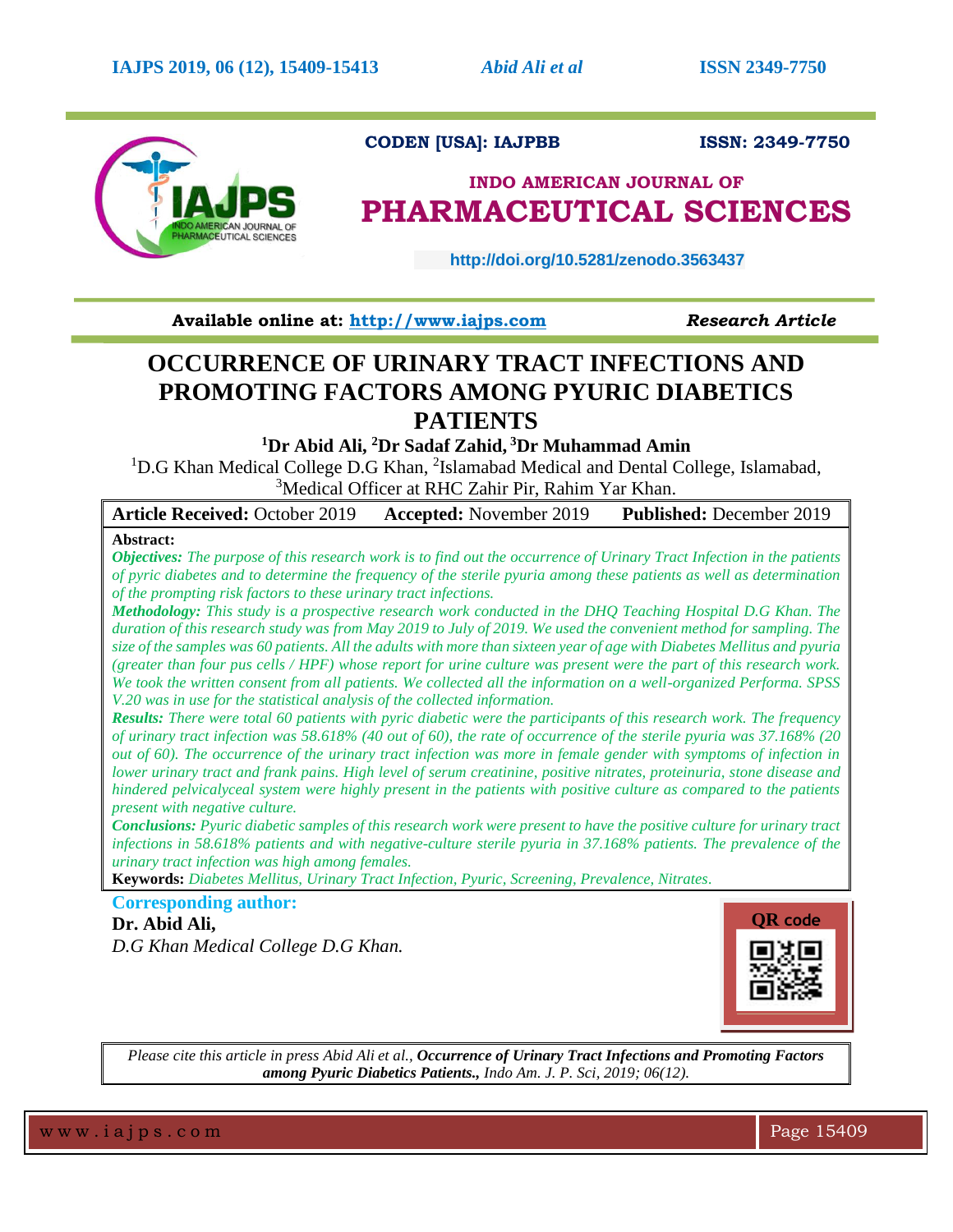CODEN [USA]: IAJPBB ISSN: 2349-7750

**INDO AMERICAN JOURNAL OF PHARMACEUTICAL SCIENCES**

http://doi.org/10.5281/zenodo.3563437

**Available online at:** http://www.iajps.com *Research Article*

# OCCURRENCE OF URINARY TRACT INFECTIONS AND PROMOTING FACTORS AMONG PYURIC DIABETICS PATIENTS

**[1]Dr Abid Ali, [2]Dr Sadaf Zahid, [3]Dr Muhammad Amin**

[1]D.G Khan Medical College D.G Khan, [2]Islamabad Medical and Dental College, Islamabad, [3]Medical Officer at RHC Zahir Pir, Rahim Yar Khan.

| **Article Received:** October 2019 | **Accepted:** November 2019 | **Published:** December 2019 |
|---|---|---|

**Abstract:**

***Objectives:*** *The purpose of this research work is to find out the occurrence of Urinary Tract Infection in the patients of pyric diabetes and to determine the frequency of the sterile pyuria among these patients as well as determination of the prompting risk factors to these urinary tract infections.*

***Methodology:*** *This study is a prospective research work conducted in the DHQ Teaching Hospital D.G Khan. The duration of this research study was from May 2019 to July of 2019. We used the convenient method for sampling. The size of the samples was 60 patients. All the adults with more than sixteen year of age with Diabetes Mellitus and pyuria (greater than four pus cells / HPF) whose report for urine culture was present were the part of this research work. We took the written consent from all patients. We collected all the information on a well-organized Performa. SPSS V.20 was in use for the statistical analysis of the collected information.*

***Results:*** *There were total 60 patients with pyric diabetic were the participants of this research work. The frequency of urinary tract infection was 58.618% (40 out of 60), the rate of occurrence of the sterile pyuria was 37.168% (20 out of 60). The occurrence of the urinary tract infection was more in female gender with symptoms of infection in lower urinary tract and frank pains. High level of serum creatinine, positive nitrates, proteinuria, stone disease and hindered pelvicalyceal system were highly present in the patients with positive culture as compared to the patients present with negative culture.*

***Conclusions:*** *Pyuric diabetic samples of this research work were present to have the positive culture for urinary tract infections in 58.618% patients and with negative-culture sterile pyuria in 37.168% patients. The prevalence of the urinary tract infection was high among females.*

**Keywords:** *Diabetes Mellitus, Urinary Tract Infection, Pyuric, Screening, Prevalence, Nitrates.*

**Corresponding author:**

**Dr. Abid Ali,**

*D.G Khan Medical College D.G Khan.*

QR code

*Please cite this article in press Abid Ali et al.,* ***Occurrence of Urinary Tract Infections and Promoting Factors among Pyuric Diabetics Patients.,*** *Indo Am. J. P. Sci, 2019; 06(12).*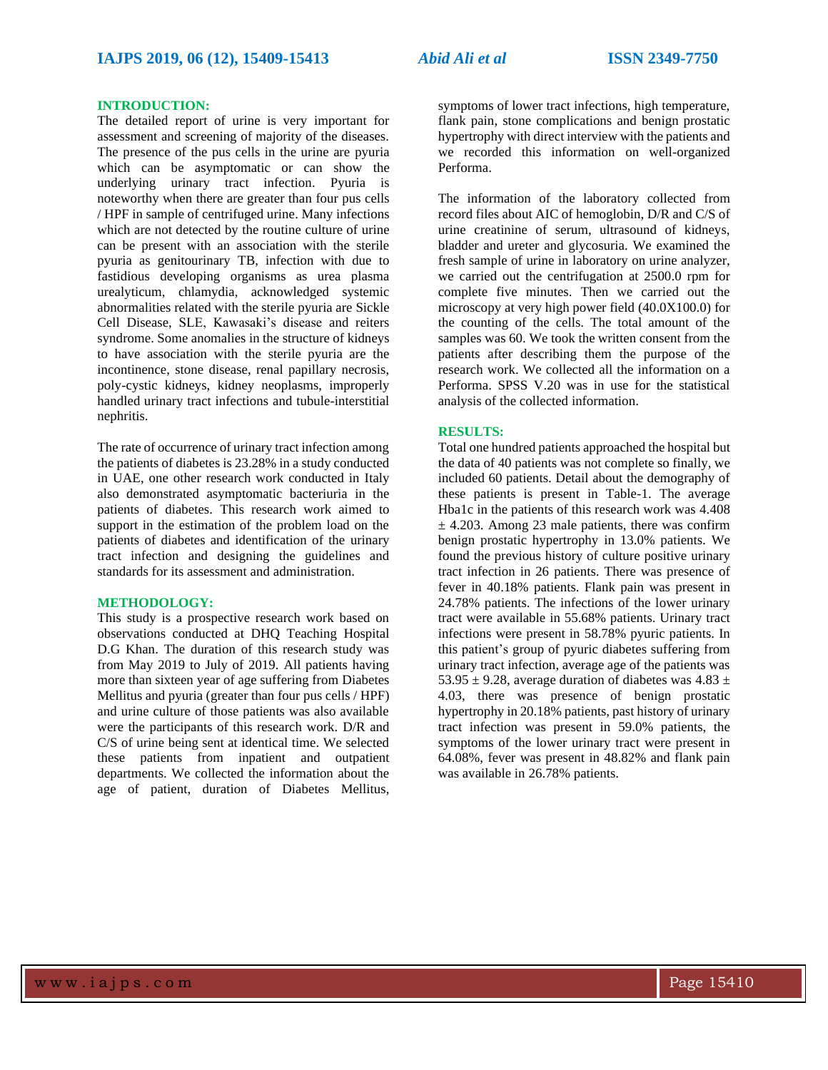## INTRODUCTION:

The detailed report of urine is very important for assessment and screening of majority of the diseases. The presence of the pus cells in the urine are pyuria which can be asymptomatic or can show the underlying urinary tract infection. Pyuria is noteworthy when there are greater than four pus cells / HPF in sample of centrifuged urine. Many infections which are not detected by the routine culture of urine can be present with an association with the sterile pyuria as genitourinary TB, infection with due to fastidious developing organisms as urea plasma urealyticum, chlamydia, acknowledged systemic abnormalities related with the sterile pyuria are Sickle Cell Disease, SLE, Kawasaki's disease and reiters syndrome. Some anomalies in the structure of kidneys to have association with the sterile pyuria are the incontinence, stone disease, renal papillary necrosis, poly-cystic kidneys, kidney neoplasms, improperly handled urinary tract infections and tubule-interstitial nephritis.

The rate of occurrence of urinary tract infection among the patients of diabetes is 23.28% in a study conducted in UAE, one other research work conducted in Italy also demonstrated asymptomatic bacteriuria in the patients of diabetes. This research work aimed to support in the estimation of the problem load on the patients of diabetes and identification of the urinary tract infection and designing the guidelines and standards for its assessment and administration.

## METHODOLOGY:

This study is a prospective research work based on observations conducted at DHQ Teaching Hospital D.G Khan. The duration of this research study was from May 2019 to July of 2019. All patients having more than sixteen year of age suffering from Diabetes Mellitus and pyuria (greater than four pus cells / HPF) and urine culture of those patients was also available were the participants of this research work. D/R and C/S of urine being sent at identical time. We selected these patients from inpatient and outpatient departments. We collected the information about the age of patient, duration of Diabetes Mellitus, symptoms of lower tract infections, high temperature, flank pain, stone complications and benign prostatic hypertrophy with direct interview with the patients and we recorded this information on well-organized Performa.

The information of the laboratory collected from record files about AIC of hemoglobin, D/R and C/S of urine creatinine of serum, ultrasound of kidneys, bladder and ureter and glycosuria. We examined the fresh sample of urine in laboratory on urine analyzer, we carried out the centrifugation at 2500.0 rpm for complete five minutes. Then we carried out the microscopy at very high power field (40.0X100.0) for the counting of the cells. The total amount of the samples was 60. We took the written consent from the patients after describing them the purpose of the research work. We collected all the information on a Performa. SPSS V.20 was in use for the statistical analysis of the collected information.

## RESULTS:

Total one hundred patients approached the hospital but the data of 40 patients was not complete so finally, we included 60 patients. Detail about the demography of these patients is present in Table-1. The average Hba1c in the patients of this research work was 4.408 ± 4.203. Among 23 male patients, there was confirm benign prostatic hypertrophy in 13.0% patients. We found the previous history of culture positive urinary tract infection in 26 patients. There was presence of fever in 40.18% patients. Flank pain was present in 24.78% patients. The infections of the lower urinary tract were available in 55.68% patients. Urinary tract infections were present in 58.78% pyuric patients. In this patient's group of pyuric diabetes suffering from urinary tract infection, average age of the patients was 53.95 ± 9.28, average duration of diabetes was 4.83 ± 4.03, there was presence of benign prostatic hypertrophy in 20.18% patients, past history of urinary tract infection was present in 59.0% patients, the symptoms of the lower urinary tract were present in 64.08%, fever was present in 48.82% and flank pain was available in 26.78% patients.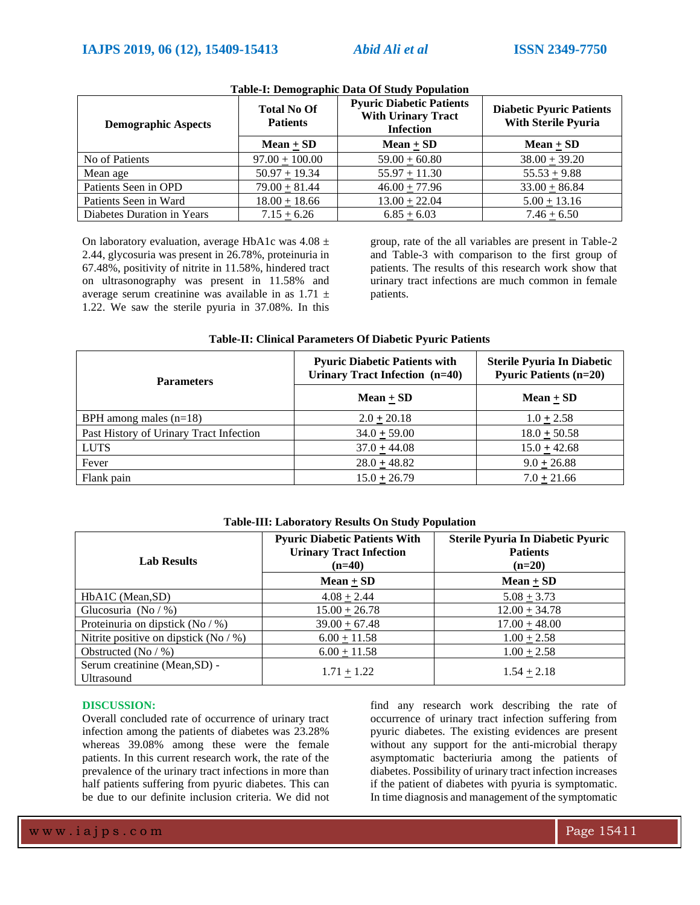**Table-I: Demographic Data Of Study Population**

| Demographic Aspects | Total No Of Patients | Pyuric Diabetic Patients With Urinary Tract Infection | Diabetic Pyuric Patients With Sterile Pyuria |
|---|---|---|---|
| | Mean + SD | Mean + SD | Mean + SD |
| No of Patients | 97.00 + 100.00 | 59.00 + 60.80 | 38.00 + 39.20 |
| Mean age | 50.97 + 19.34 | 55.97 + 11.30 | 55.53 + 9.88 |
| Patients Seen in OPD | 79.00 + 81.44 | 46.00 + 77.96 | 33.00 + 86.84 |
| Patients Seen in Ward | 18.00 + 18.66 | 13.00 + 22.04 | 5.00 + 13.16 |
| Diabetes Duration in Years | 7.15 + 6.26 | 6.85 + 6.03 | 7.46 + 6.50 |

On laboratory evaluation, average HbA1c was 4.08 ± 2.44, glycosuria was present in 26.78%, proteinuria in 67.48%, positivity of nitrite in 11.58%, hindered tract on ultrasonography was present in 11.58% and average serum creatinine was available in as 1.71 ± 1.22. We saw the sterile pyuria in 37.08%. In this group, rate of the all variables are present in Table-2 and Table-3 with comparison to the first group of patients. The results of this research work show that urinary tract infections are much common in female patients.

**Table-II: Clinical Parameters Of Diabetic Pyuric Patients**

| Parameters | Pyuric Diabetic Patients with Urinary Tract Infection (n=40) | Sterile Pyuria In Diabetic Pyuric Patients (n=20) |
|---|---|---|
| | Mean + SD | Mean + SD |
| BPH among males (n=18) | 2.0 + 20.18 | 1.0 + 2.58 |
| Past History of Urinary Tract Infection | 34.0 + 59.00 | 18.0 + 50.58 |
| LUTS | 37.0 + 44.08 | 15.0 + 42.68 |
| Fever | 28.0 + 48.82 | 9.0 + 26.88 |
| Flank pain | 15.0 + 26.79 | 7.0 + 21.66 |

**Table-III: Laboratory Results On Study Population**

| Lab Results | Pyuric Diabetic Patients With Urinary Tract Infection (n=40) | Sterile Pyuria In Diabetic Pyuric Patients (n=20) |
|---|---|---|
| | Mean + SD | Mean + SD |
| HbA1C (Mean,SD) | 4.08 + 2.44 | 5.08 + 3.73 |
| Glucosuria (No / %) | 15.00 + 26.78 | 12.00 + 34.78 |
| Proteinuria on dipstick (No / %) | 39.00 + 67.48 | 17.00 + 48.00 |
| Nitrite positive on dipstick (No / %) | 6.00 + 11.58 | 1.00 + 2.58 |
| Obstructed (No / %) | 6.00 + 11.58 | 1.00 + 2.58 |
| Serum creatinine (Mean,SD) - Ultrasound | 1.71 + 1.22 | 1.54 + 2.18 |

## DISCUSSION:

Overall concluded rate of occurrence of urinary tract infection among the patients of diabetes was 23.28% whereas 39.08% among these were the female patients. In this current research work, the rate of the prevalence of the urinary tract infections in more than half patients suffering from pyuric diabetes. This can be due to our definite inclusion criteria. We did not find any research work describing the rate of occurrence of urinary tract infection suffering from pyuric diabetes. The existing evidences are present without any support for the anti-microbial therapy asymptomatic bacteriuria among the patients of diabetes. Possibility of urinary tract infection increases if the patient of diabetes with pyuria is symptomatic. In time diagnosis and management of the symptomatic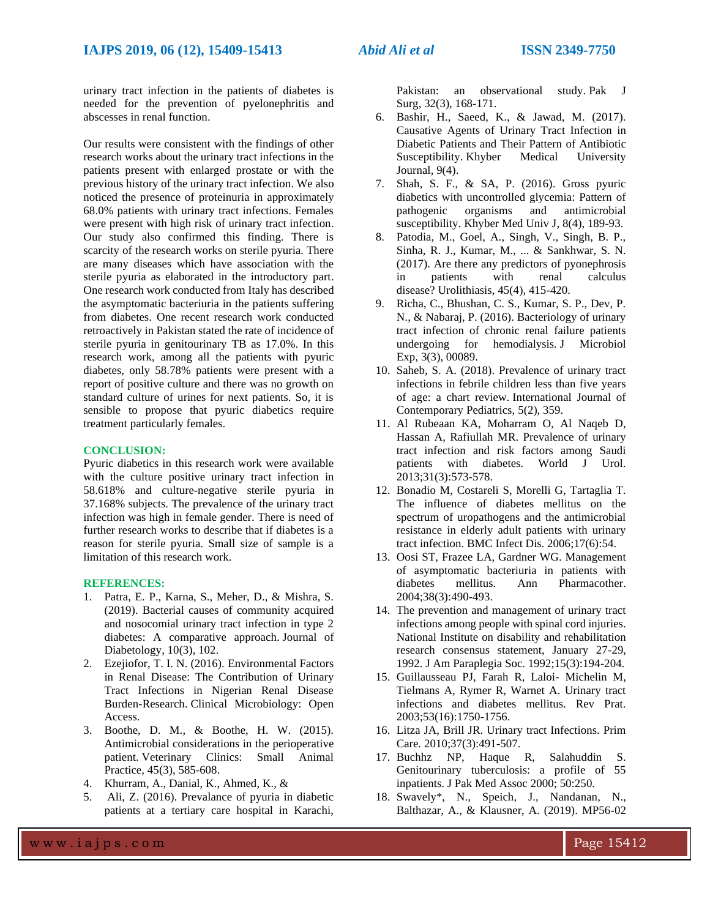urinary tract infection in the patients of diabetes is needed for the prevention of pyelonephritis and abscesses in renal function.

Our results were consistent with the findings of other research works about the urinary tract infections in the patients present with enlarged prostate or with the previous history of the urinary tract infection. We also noticed the presence of proteinuria in approximately 68.0% patients with urinary tract infections. Females were present with high risk of urinary tract infection. Our study also confirmed this finding. There is scarcity of the research works on sterile pyuria. There are many diseases which have association with the sterile pyuria as elaborated in the introductory part. One research work conducted from Italy has described the asymptomatic bacteriuria in the patients suffering from diabetes. One recent research work conducted retroactively in Pakistan stated the rate of incidence of sterile pyuria in genitourinary TB as 17.0%. In this research work, among all the patients with pyuric diabetes, only 58.78% patients were present with a report of positive culture and there was no growth on standard culture of urines for next patients. So, it is sensible to propose that pyuric diabetics require treatment particularly females.

## CONCLUSION:

Pyuric diabetics in this research work were available with the culture positive urinary tract infection in 58.618% and culture-negative sterile pyuria in 37.168% subjects. The prevalence of the urinary tract infection was high in female gender. There is need of further research works to describe that if diabetes is a reason for sterile pyuria. Small size of sample is a limitation of this research work.

## REFERENCES:

1. Patra, E. P., Karna, S., Meher, D., & Mishra, S. (2019). Bacterial causes of community acquired and nosocomial urinary tract infection in type 2 diabetes: A comparative approach. Journal of Diabetology, 10(3), 102.
2. Ezejiofor, T. I. N. (2016). Environmental Factors in Renal Disease: The Contribution of Urinary Tract Infections in Nigerian Renal Disease Burden-Research. Clinical Microbiology: Open Access.
3. Boothe, D. M., & Boothe, H. W. (2015). Antimicrobial considerations in the perioperative patient. Veterinary Clinics: Small Animal Practice, 45(3), 585-608.
4. Khurram, A., Danial, K., Ahmed, K., &
5. Ali, Z. (2016). Prevalance of pyuria in diabetic patients at a tertiary care hospital in Karachi, Pakistan: an observational study. Pak J Surg, 32(3), 168-171.
6. Bashir, H., Saeed, K., & Jawad, M. (2017). Causative Agents of Urinary Tract Infection in Diabetic Patients and Their Pattern of Antibiotic Susceptibility. Khyber Medical University Journal, 9(4).
7. Shah, S. F., & SA, P. (2016). Gross pyuric diabetics with uncontrolled glycemia: Pattern of pathogenic organisms and antimicrobial susceptibility. Khyber Med Univ J, 8(4), 189-93.
8. Patodia, M., Goel, A., Singh, V., Singh, B. P., Sinha, R. J., Kumar, M., ... & Sankhwar, S. N. (2017). Are there any predictors of pyonephrosis in patients with renal calculus disease? Urolithiasis, 45(4), 415-420.
9. Richa, C., Bhushan, C. S., Kumar, S. P., Dev, P. N., & Nabaraj, P. (2016). Bacteriology of urinary tract infection of chronic renal failure patients undergoing for hemodialysis. J Microbiol Exp, 3(3), 00089.
10. Saheb, S. A. (2018). Prevalence of urinary tract infections in febrile children less than five years of age: a chart review. International Journal of Contemporary Pediatrics, 5(2), 359.
11. Al Rubeaan KA, Moharram O, Al Naqeb D, Hassan A, Rafiullah MR. Prevalence of urinary tract infection and risk factors among Saudi patients with diabetes. World J Urol. 2013;31(3):573-578.
12. Bonadio M, Costareli S, Morelli G, Tartaglia T. The influence of diabetes mellitus on the spectrum of uropathogens and the antimicrobial resistance in elderly adult patients with urinary tract infection. BMC Infect Dis. 2006;17(6):54.
13. Oosi ST, Frazee LA, Gardner WG. Management of asymptomatic bacteriuria in patients with diabetes mellitus. Ann Pharmacother. 2004;38(3):490-493.
14. The prevention and management of urinary tract infections among people with spinal cord injuries. National Institute on disability and rehabilitation research consensus statement, January 27-29, 1992. J Am Paraplegia Soc. 1992;15(3):194-204.
15. Guillausseau PJ, Farah R, Laloi- Michelin M, Tielmans A, Rymer R, Warnet A. Urinary tract infections and diabetes mellitus. Rev Prat. 2003;53(16):1750-1756.
16. Litza JA, Brill JR. Urinary tract Infections. Prim Care. 2010;37(3):491-507.
17. Buchhz NP, Haque R, Salahuddin S. Genitourinary tuberculosis: a profile of 55 inpatients. J Pak Med Assoc 2000; 50:250.
18. Swavely*, N., Speich, J., Nandanan, N., Balthazar, A., & Klausner, A. (2019). MP56-02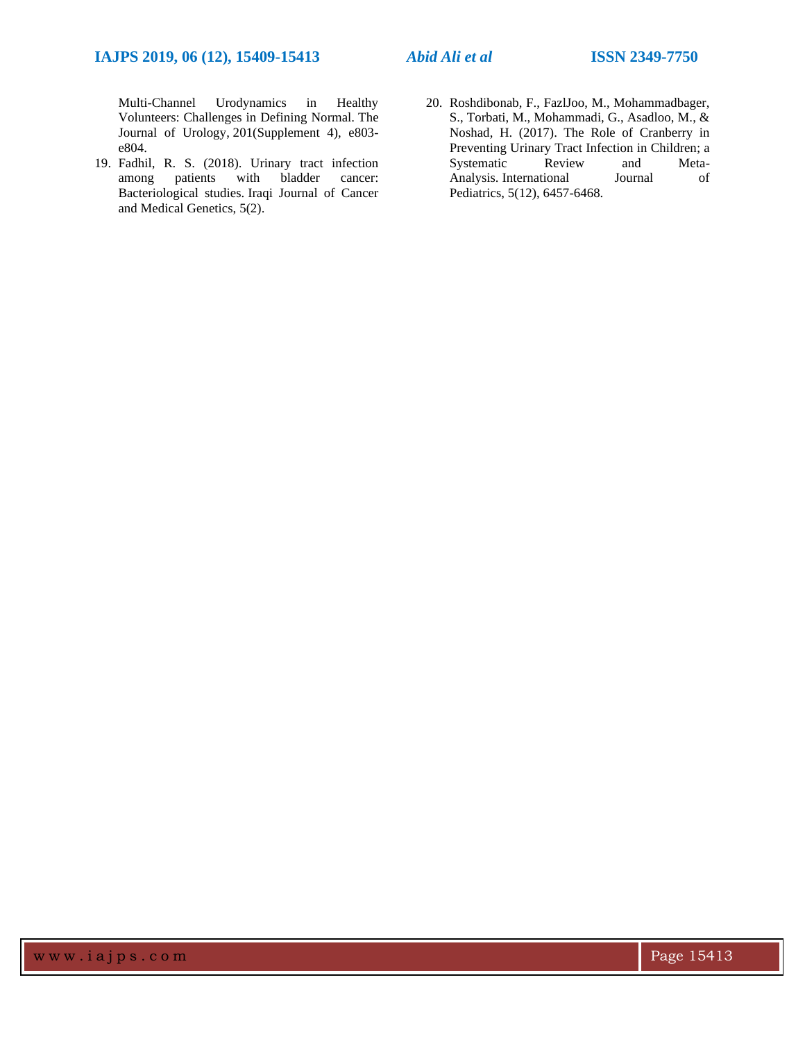Multi-Channel Urodynamics in Healthy Volunteers: Challenges in Defining Normal. The Journal of Urology, 201(Supplement 4), e803-e804.

19. Fadhil, R. S. (2018). Urinary tract infection among patients with bladder cancer: Bacteriological studies. Iraqi Journal of Cancer and Medical Genetics, 5(2).
20. Roshdibonab, F., FazlJoo, M., Mohammadbager, S., Torbati, M., Mohammadi, G., Asadloo, M., & Noshad, H. (2017). The Role of Cranberry in Preventing Urinary Tract Infection in Children; a Systematic Review and Meta-Analysis. International Journal of Pediatrics, 5(12), 6457-6468.